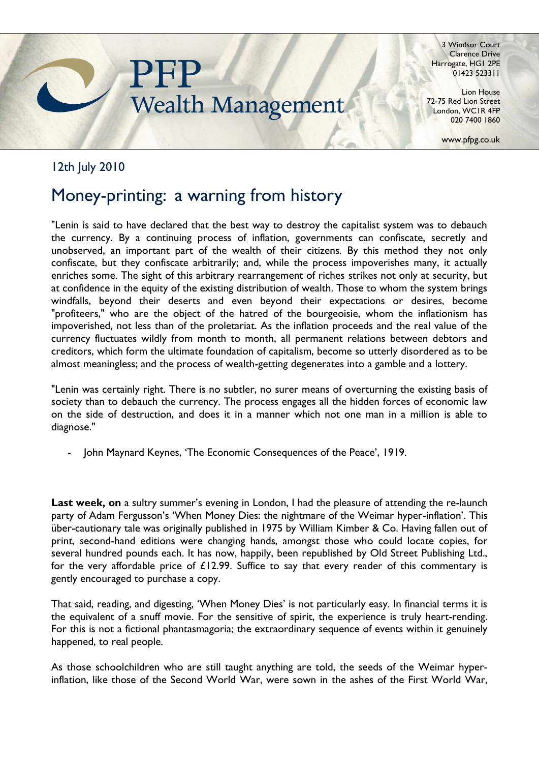PFP Wealth Management

3 Windsor Court
Clarence Drive
Harrogate, HG1 2PE
01423 523311

Lion House
72-75 Red Lion Street
London, WC1R 4FP
020 7400 1860

www.pfpg.co.uk

12th July 2010

# Money-printing: a warning from history

"Lenin is said to have declared that the best way to destroy the capitalist system was to debauch the currency. By a continuing process of inflation, governments can confiscate, secretly and unobserved, an important part of the wealth of their citizens. By this method they not only confiscate, but they confiscate arbitrarily; and, while the process impoverishes many, it actually enriches some. The sight of this arbitrary rearrangement of riches strikes not only at security, but at confidence in the equity of the existing distribution of wealth. Those to whom the system brings windfalls, beyond their deserts and even beyond their expectations or desires, become "profiteers," who are the object of the hatred of the bourgeoisie, whom the inflationism has impoverished, not less than of the proletariat. As the inflation proceeds and the real value of the currency fluctuates wildly from month to month, all permanent relations between debtors and creditors, which form the ultimate foundation of capitalism, become so utterly disordered as to be almost meaningless; and the process of wealth-getting degenerates into a gamble and a lottery.

"Lenin was certainly right. There is no subtler, no surer means of overturning the existing basis of society than to debauch the currency. The process engages all the hidden forces of economic law on the side of destruction, and does it in a manner which not one man in a million is able to diagnose."

- John Maynard Keynes, 'The Economic Consequences of the Peace', 1919.

**Last week, on** a sultry summer's evening in London, I had the pleasure of attending the re-launch party of Adam Fergusson's 'When Money Dies: the nightmare of the Weimar hyper-inflation'. This über-cautionary tale was originally published in 1975 by William Kimber & Co. Having fallen out of print, second-hand editions were changing hands, amongst those who could locate copies, for several hundred pounds each. It has now, happily, been republished by Old Street Publishing Ltd., for the very affordable price of £12.99. Suffice to say that every reader of this commentary is gently encouraged to purchase a copy.

That said, reading, and digesting, 'When Money Dies' is not particularly easy. In financial terms it is the equivalent of a snuff movie. For the sensitive of spirit, the experience is truly heart-rending. For this is not a fictional phantasmagoria; the extraordinary sequence of events within it genuinely happened, to real people.

As those schoolchildren who are still taught anything are told, the seeds of the Weimar hyper-inflation, like those of the Second World War, were sown in the ashes of the First World War,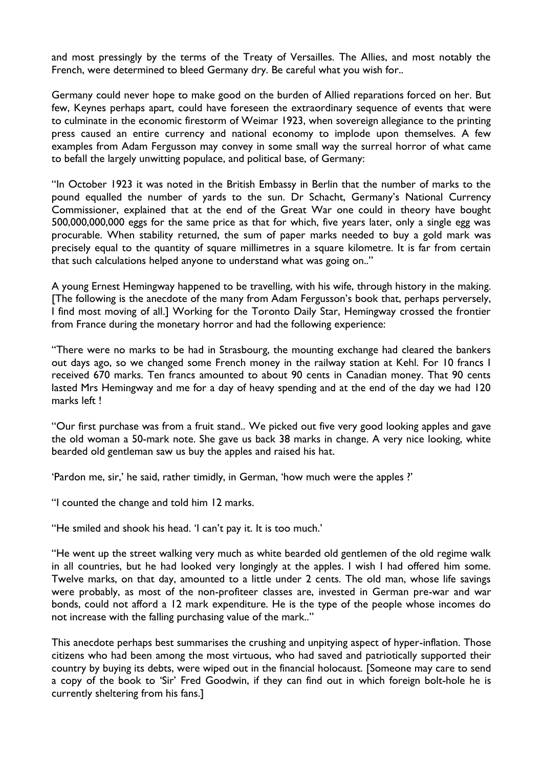and most pressingly by the terms of the Treaty of Versailles. The Allies, and most notably the French, were determined to bleed Germany dry. Be careful what you wish for..

Germany could never hope to make good on the burden of Allied reparations forced on her. But few, Keynes perhaps apart, could have foreseen the extraordinary sequence of events that were to culminate in the economic firestorm of Weimar 1923, when sovereign allegiance to the printing press caused an entire currency and national economy to implode upon themselves. A few examples from Adam Fergusson may convey in some small way the surreal horror of what came to befall the largely unwitting populace, and political base, of Germany:

"In October 1923 it was noted in the British Embassy in Berlin that the number of marks to the pound equalled the number of yards to the sun. Dr Schacht, Germany's National Currency Commissioner, explained that at the end of the Great War one could in theory have bought 500,000,000,000 eggs for the same price as that for which, five years later, only a single egg was procurable. When stability returned, the sum of paper marks needed to buy a gold mark was precisely equal to the quantity of square millimetres in a square kilometre. It is far from certain that such calculations helped anyone to understand what was going on.."

A young Ernest Hemingway happened to be travelling, with his wife, through history in the making. [The following is the anecdote of the many from Adam Fergusson's book that, perhaps perversely, I find most moving of all.] Working for the Toronto Daily Star, Hemingway crossed the frontier from France during the monetary horror and had the following experience:

"There were no marks to be had in Strasbourg, the mounting exchange had cleared the bankers out days ago, so we changed some French money in the railway station at Kehl. For 10 francs I received 670 marks. Ten francs amounted to about 90 cents in Canadian money. That 90 cents lasted Mrs Hemingway and me for a day of heavy spending and at the end of the day we had 120 marks left !

"Our first purchase was from a fruit stand.. We picked out five very good looking apples and gave the old woman a 50-mark note. She gave us back 38 marks in change. A very nice looking, white bearded old gentleman saw us buy the apples and raised his hat.

'Pardon me, sir,' he said, rather timidly, in German, 'how much were the apples ?'

"I counted the change and told him 12 marks.

"He smiled and shook his head. 'I can't pay it. It is too much.'

"He went up the street walking very much as white bearded old gentlemen of the old regime walk in all countries, but he had looked very longingly at the apples. I wish I had offered him some. Twelve marks, on that day, amounted to a little under 2 cents. The old man, whose life savings were probably, as most of the non-profiteer classes are, invested in German pre-war and war bonds, could not afford a 12 mark expenditure. He is the type of the people whose incomes do not increase with the falling purchasing value of the mark.."

This anecdote perhaps best summarises the crushing and unpitying aspect of hyper-inflation. Those citizens who had been among the most virtuous, who had saved and patriotically supported their country by buying its debts, were wiped out in the financial holocaust. [Someone may care to send a copy of the book to 'Sir' Fred Goodwin, if they can find out in which foreign bolt-hole he is currently sheltering from his fans.]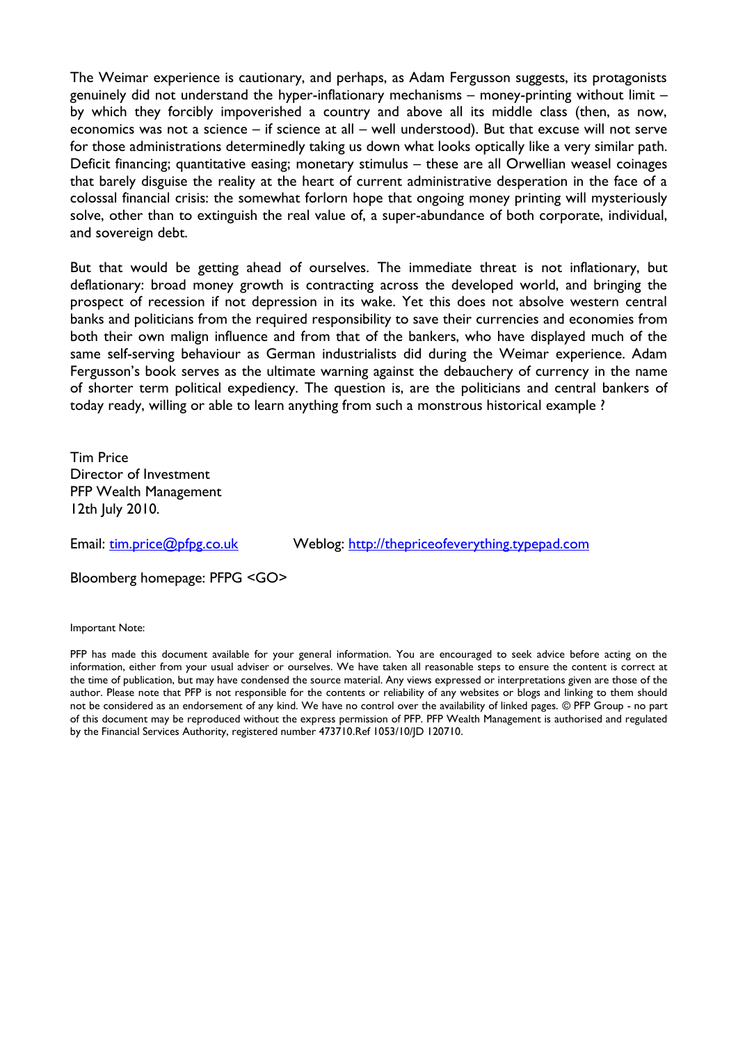The Weimar experience is cautionary, and perhaps, as Adam Fergusson suggests, its protagonists genuinely did not understand the hyper-inflationary mechanisms – money-printing without limit – by which they forcibly impoverished a country and above all its middle class (then, as now, economics was not a science – if science at all – well understood). But that excuse will not serve for those administrations determinedly taking us down what looks optically like a very similar path. Deficit financing; quantitative easing; monetary stimulus – these are all Orwellian weasel coinages that barely disguise the reality at the heart of current administrative desperation in the face of a colossal financial crisis: the somewhat forlorn hope that ongoing money printing will mysteriously solve, other than to extinguish the real value of, a super-abundance of both corporate, individual, and sovereign debt.

But that would be getting ahead of ourselves. The immediate threat is not inflationary, but deflationary: broad money growth is contracting across the developed world, and bringing the prospect of recession if not depression in its wake. Yet this does not absolve western central banks and politicians from the required responsibility to save their currencies and economies from both their own malign influence and from that of the bankers, who have displayed much of the same self-serving behaviour as German industrialists did during the Weimar experience. Adam Fergusson's book serves as the ultimate warning against the debauchery of currency in the name of shorter term political expediency. The question is, are the politicians and central bankers of today ready, willing or able to learn anything from such a monstrous historical example ?

Tim Price
Director of Investment
PFP Wealth Management
12th July 2010.

Email: [tim.price@pfpg.co.uk](mailto:tim.price@pfpg.co.uk) Weblog: [http://thepriceofeverything.typepad.com](http://thepriceofeverything.typepad.com)

Bloomberg homepage: PFPG <GO>

Important Note:

PFP has made this document available for your general information. You are encouraged to seek advice before acting on the information, either from your usual adviser or ourselves. We have taken all reasonable steps to ensure the content is correct at the time of publication, but may have condensed the source material. Any views expressed or interpretations given are those of the author. Please note that PFP is not responsible for the contents or reliability of any websites or blogs and linking to them should not be considered as an endorsement of any kind. We have no control over the availability of linked pages. © PFP Group - no part of this document may be reproduced without the express permission of PFP. PFP Wealth Management is authorised and regulated by the Financial Services Authority, registered number 473710.Ref 1053/10/JD 120710.